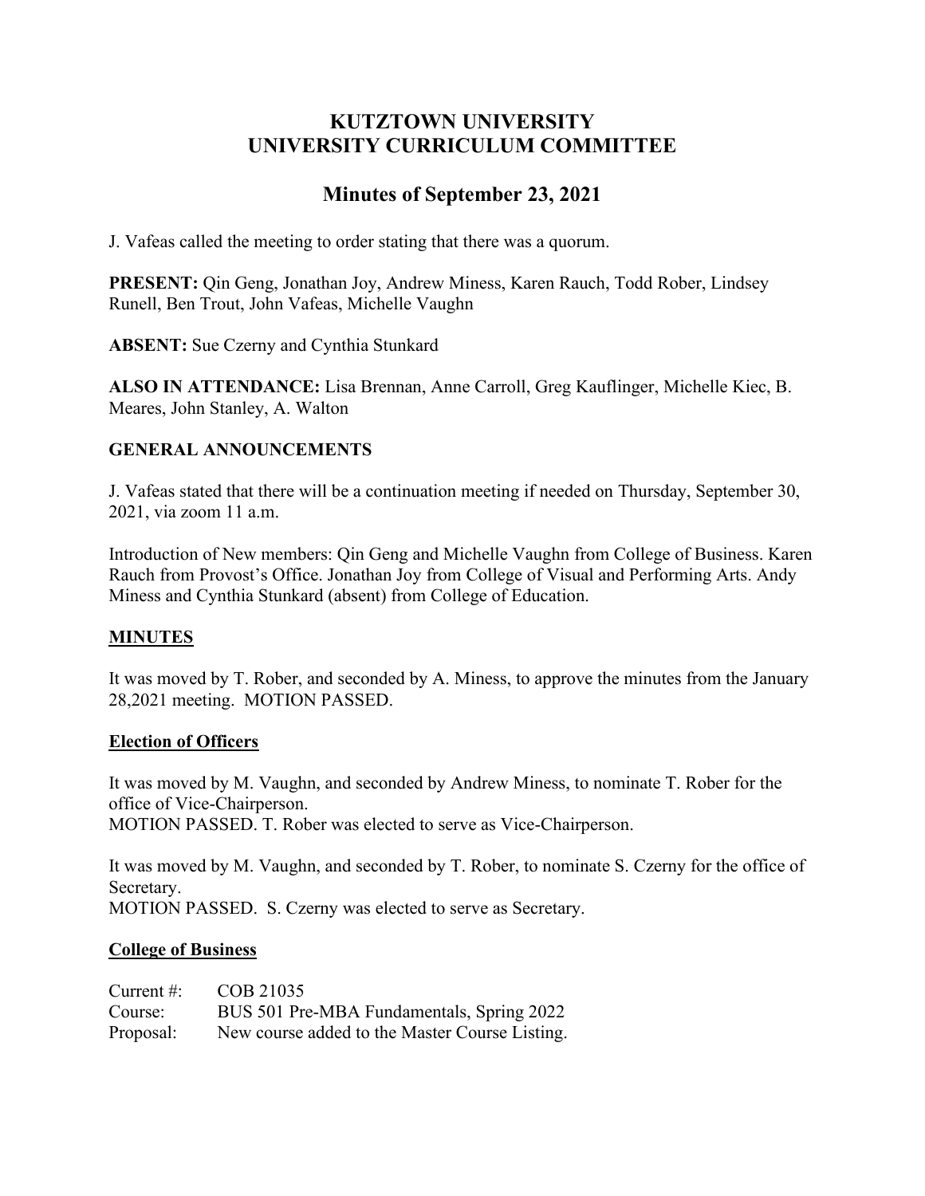# KUTZTOWN UNIVERSITY
# UNIVERSITY CURRICULUM COMMITTEE

## Minutes of September 23, 2021

J. Vafeas called the meeting to order stating that there was a quorum.

**PRESENT:** Qin Geng, Jonathan Joy, Andrew Miness, Karen Rauch, Todd Rober, Lindsey Runell, Ben Trout, John Vafeas, Michelle Vaughn

**ABSENT:** Sue Czerny and Cynthia Stunkard

**ALSO IN ATTENDANCE:** Lisa Brennan, Anne Carroll, Greg Kauflinger, Michelle Kiec, B. Meares, John Stanley, A. Walton

### GENERAL ANNOUNCEMENTS

J. Vafeas stated that there will be a continuation meeting if needed on Thursday, September 30, 2021, via zoom 11 a.m.

Introduction of New members: Qin Geng and Michelle Vaughn from College of Business. Karen Rauch from Provost's Office. Jonathan Joy from College of Visual and Performing Arts. Andy Miness and Cynthia Stunkard (absent) from College of Education.

### MINUTES

It was moved by T. Rober, and seconded by A. Miness, to approve the minutes from the January 28,2021 meeting. MOTION PASSED.

### Election of Officers

It was moved by M. Vaughn, and seconded by Andrew Miness, to nominate T. Rober for the office of Vice-Chairperson.
MOTION PASSED. T. Rober was elected to serve as Vice-Chairperson.

It was moved by M. Vaughn, and seconded by T. Rober, to nominate S. Czerny for the office of Secretary.
MOTION PASSED. S. Czerny was elected to serve as Secretary.

### College of Business

| | |
|---|---|
| Current #: | COB 21035 |
| Course: | BUS 501 Pre-MBA Fundamentals, Spring 2022 |
| Proposal: | New course added to the Master Course Listing. |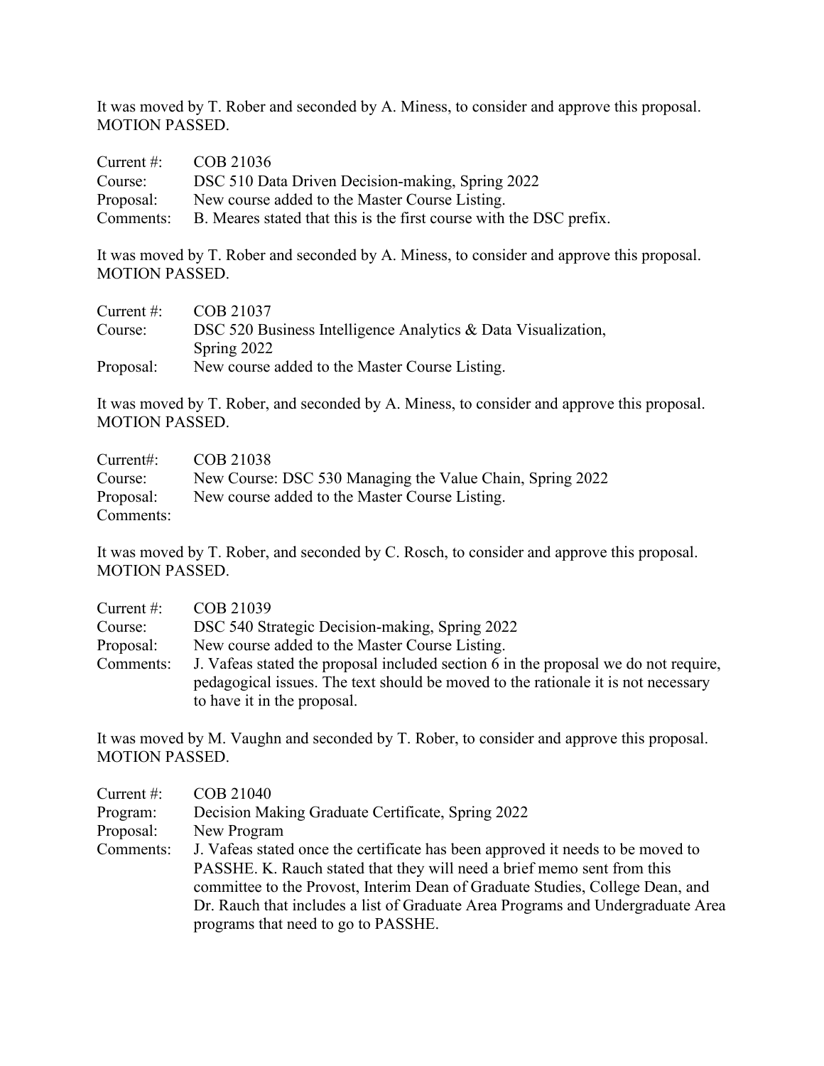It was moved by T. Rober and seconded by A. Miness, to consider and approve this proposal. MOTION PASSED.

| | |
|---|---|
| Current #: | COB 21036 |
| Course: | DSC 510 Data Driven Decision-making, Spring 2022 |
| Proposal: | New course added to the Master Course Listing. |
| Comments: | B. Meares stated that this is the first course with the DSC prefix. |

It was moved by T. Rober and seconded by A. Miness, to consider and approve this proposal. MOTION PASSED.

| | |
|---|---|
| Current #: | COB 21037 |
| Course: | DSC 520 Business Intelligence Analytics & Data Visualization, Spring 2022 |
| Proposal: | New course added to the Master Course Listing. |

It was moved by T. Rober, and seconded by A. Miness, to consider and approve this proposal. MOTION PASSED.

| | |
|---|---|
| Current#: | COB 21038 |
| Course: | New Course: DSC 530 Managing the Value Chain, Spring 2022 |
| Proposal: | New course added to the Master Course Listing. |
| Comments: | |

It was moved by T. Rober, and seconded by C. Rosch, to consider and approve this proposal. MOTION PASSED.

| | |
|---|---|
| Current #: | COB 21039 |
| Course: | DSC 540 Strategic Decision-making, Spring 2022 |
| Proposal: | New course added to the Master Course Listing. |
| Comments: | J. Vafeas stated the proposal included section 6 in the proposal we do not require, pedagogical issues. The text should be moved to the rationale it is not necessary to have it in the proposal. |

It was moved by M. Vaughn and seconded by T. Rober, to consider and approve this proposal. MOTION PASSED.

| | |
|---|---|
| Current #: | COB 21040 |
| Program: | Decision Making Graduate Certificate, Spring 2022 |
| Proposal: | New Program |
| Comments: | J. Vafeas stated once the certificate has been approved it needs to be moved to PASSHE. K. Rauch stated that they will need a brief memo sent from this committee to the Provost, Interim Dean of Graduate Studies, College Dean, and Dr. Rauch that includes a list of Graduate Area Programs and Undergraduate Area programs that need to go to PASSHE. |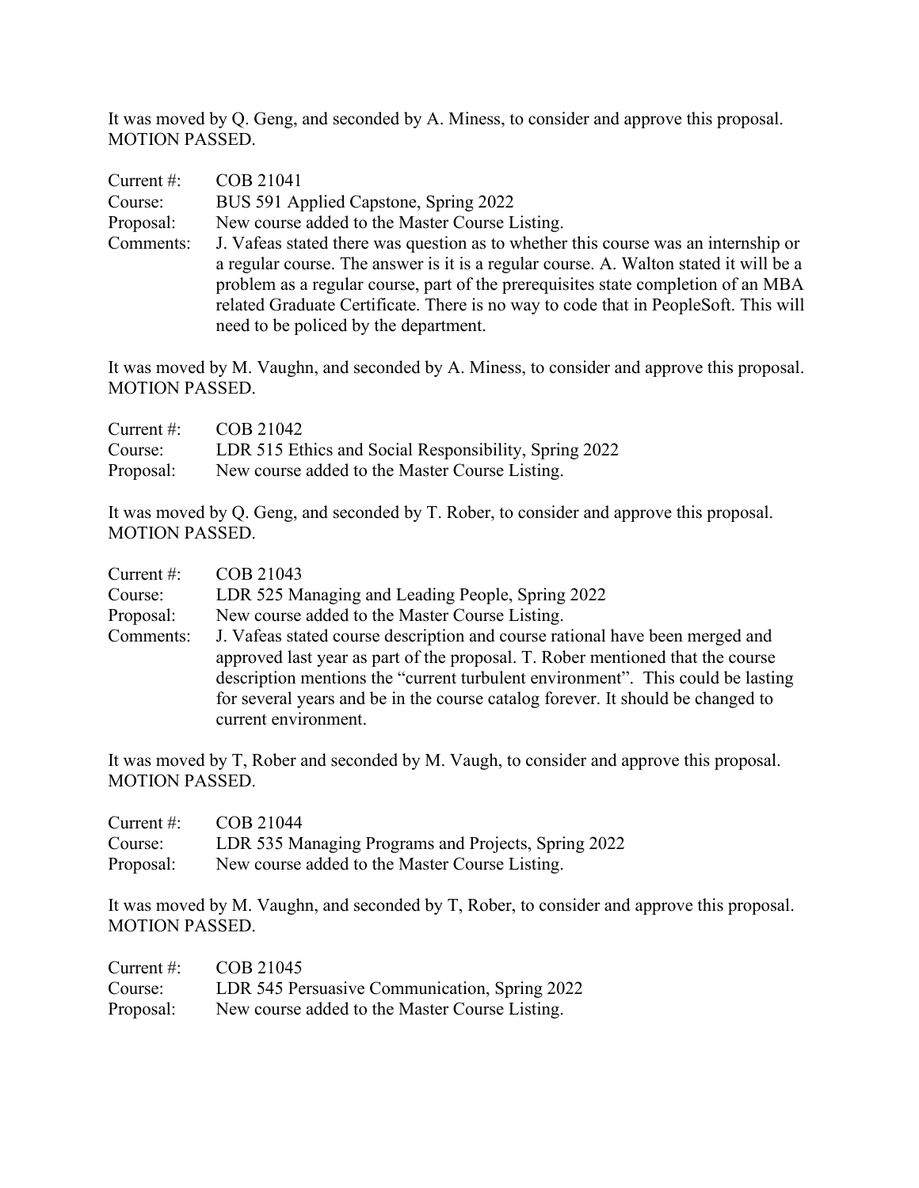It was moved by Q. Geng, and seconded by A. Miness, to consider and approve this proposal. MOTION PASSED.

| | |
|---|---|
| Current #: | COB 21041 |
| Course: | BUS 591 Applied Capstone, Spring 2022 |
| Proposal: | New course added to the Master Course Listing. |
| Comments: | J. Vafeas stated there was question as to whether this course was an internship or a regular course. The answer is it is a regular course. A. Walton stated it will be a problem as a regular course, part of the prerequisites state completion of an MBA related Graduate Certificate. There is no way to code that in PeopleSoft. This will need to be policed by the department. |

It was moved by M. Vaughn, and seconded by A. Miness, to consider and approve this proposal. MOTION PASSED.

| | |
|---|---|
| Current #: | COB 21042 |
| Course: | LDR 515 Ethics and Social Responsibility, Spring 2022 |
| Proposal: | New course added to the Master Course Listing. |

It was moved by Q. Geng, and seconded by T. Rober, to consider and approve this proposal. MOTION PASSED.

| | |
|---|---|
| Current #: | COB 21043 |
| Course: | LDR 525 Managing and Leading People, Spring 2022 |
| Proposal: | New course added to the Master Course Listing. |
| Comments: | J. Vafeas stated course description and course rational have been merged and approved last year as part of the proposal. T. Rober mentioned that the course description mentions the "current turbulent environment". This could be lasting for several years and be in the course catalog forever. It should be changed to current environment. |

It was moved by T, Rober and seconded by M. Vaugh, to consider and approve this proposal. MOTION PASSED.

| | |
|---|---|
| Current #: | COB 21044 |
| Course: | LDR 535 Managing Programs and Projects, Spring 2022 |
| Proposal: | New course added to the Master Course Listing. |

It was moved by M. Vaughn, and seconded by T, Rober, to consider and approve this proposal. MOTION PASSED.

| | |
|---|---|
| Current #: | COB 21045 |
| Course: | LDR 545 Persuasive Communication, Spring 2022 |
| Proposal: | New course added to the Master Course Listing. |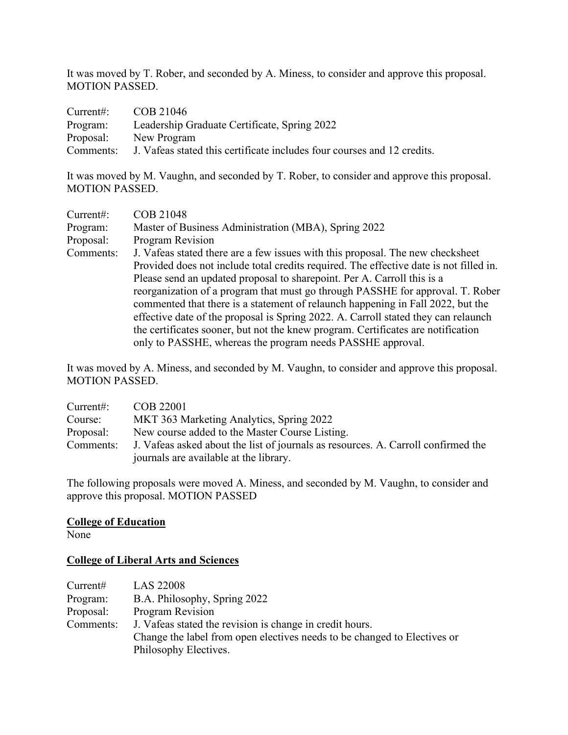It was moved by T. Rober, and seconded by A. Miness, to consider and approve this proposal. MOTION PASSED.

| | |
|---|---|
| Current#: | COB 21046 |
| Program: | Leadership Graduate Certificate, Spring 2022 |
| Proposal: | New Program |
| Comments: | J. Vafeas stated this certificate includes four courses and 12 credits. |

It was moved by M. Vaughn, and seconded by T. Rober, to consider and approve this proposal. MOTION PASSED.

| | |
|---|---|
| Current#: | COB 21048 |
| Program: | Master of Business Administration (MBA), Spring 2022 |
| Proposal: | Program Revision |
| Comments: | J. Vafeas stated there are a few issues with this proposal. The new checksheet Provided does not include total credits required. The effective date is not filled in. Please send an updated proposal to sharepoint. Per A. Carroll this is a reorganization of a program that must go through PASSHE for approval. T. Rober commented that there is a statement of relaunch happening in Fall 2022, but the effective date of the proposal is Spring 2022. A. Carroll stated they can relaunch the certificates sooner, but not the knew program. Certificates are notification only to PASSHE, whereas the program needs PASSHE approval. |

It was moved by A. Miness, and seconded by M. Vaughn, to consider and approve this proposal. MOTION PASSED.

| | |
|---|---|
| Current#: | COB 22001 |
| Course: | MKT 363 Marketing Analytics, Spring 2022 |
| Proposal: | New course added to the Master Course Listing. |
| Comments: | J. Vafeas asked about the list of journals as resources. A. Carroll confirmed the journals are available at the library. |

The following proposals were moved A. Miness, and seconded by M. Vaughn, to consider and approve this proposal. MOTION PASSED

**College of Education**

None

**College of Liberal Arts and Sciences**

| | |
|---|---|
| Current# | LAS 22008 |
| Program: | B.A. Philosophy, Spring 2022 |
| Proposal: | Program Revision |
| Comments: | J. Vafeas stated the revision is change in credit hours. Change the label from open electives needs to be changed to Electives or Philosophy Electives. |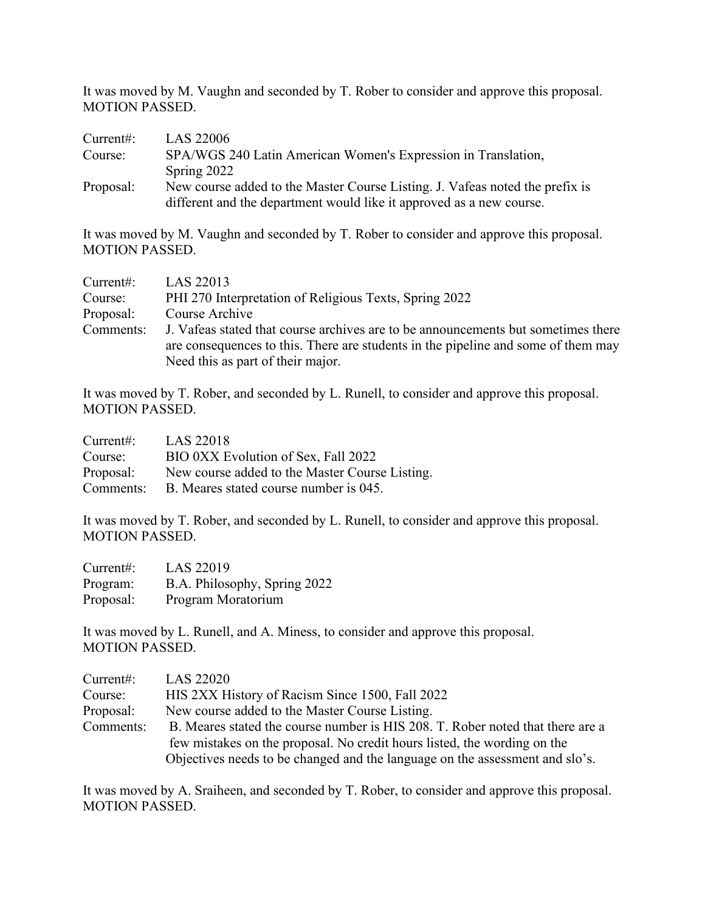It was moved by M. Vaughn and seconded by T. Rober to consider and approve this proposal. MOTION PASSED.

Current#: LAS 22006
Course: SPA/WGS 240 Latin American Women's Expression in Translation, Spring 2022
Proposal: New course added to the Master Course Listing. J. Vafeas noted the prefix is different and the department would like it approved as a new course.

It was moved by M. Vaughn and seconded by T. Rober to consider and approve this proposal. MOTION PASSED.

Current#: LAS 22013
Course: PHI 270 Interpretation of Religious Texts, Spring 2022
Proposal: Course Archive
Comments: J. Vafeas stated that course archives are to be announcements but sometimes there are consequences to this. There are students in the pipeline and some of them may Need this as part of their major.

It was moved by T. Rober, and seconded by L. Runell, to consider and approve this proposal. MOTION PASSED.

Current#: LAS 22018
Course: BIO 0XX Evolution of Sex, Fall 2022
Proposal: New course added to the Master Course Listing.
Comments: B. Meares stated course number is 045.

It was moved by T. Rober, and seconded by L. Runell, to consider and approve this proposal. MOTION PASSED.

Current#: LAS 22019
Program: B.A. Philosophy, Spring 2022
Proposal: Program Moratorium

It was moved by L. Runell, and A. Miness, to consider and approve this proposal. MOTION PASSED.

Current#: LAS 22020
Course: HIS 2XX History of Racism Since 1500, Fall 2022
Proposal: New course added to the Master Course Listing.
Comments: B. Meares stated the course number is HIS 208. T. Rober noted that there are a few mistakes on the proposal. No credit hours listed, the wording on the Objectives needs to be changed and the language on the assessment and slo's.

It was moved by A. Sraiheen, and seconded by T. Rober, to consider and approve this proposal. MOTION PASSED.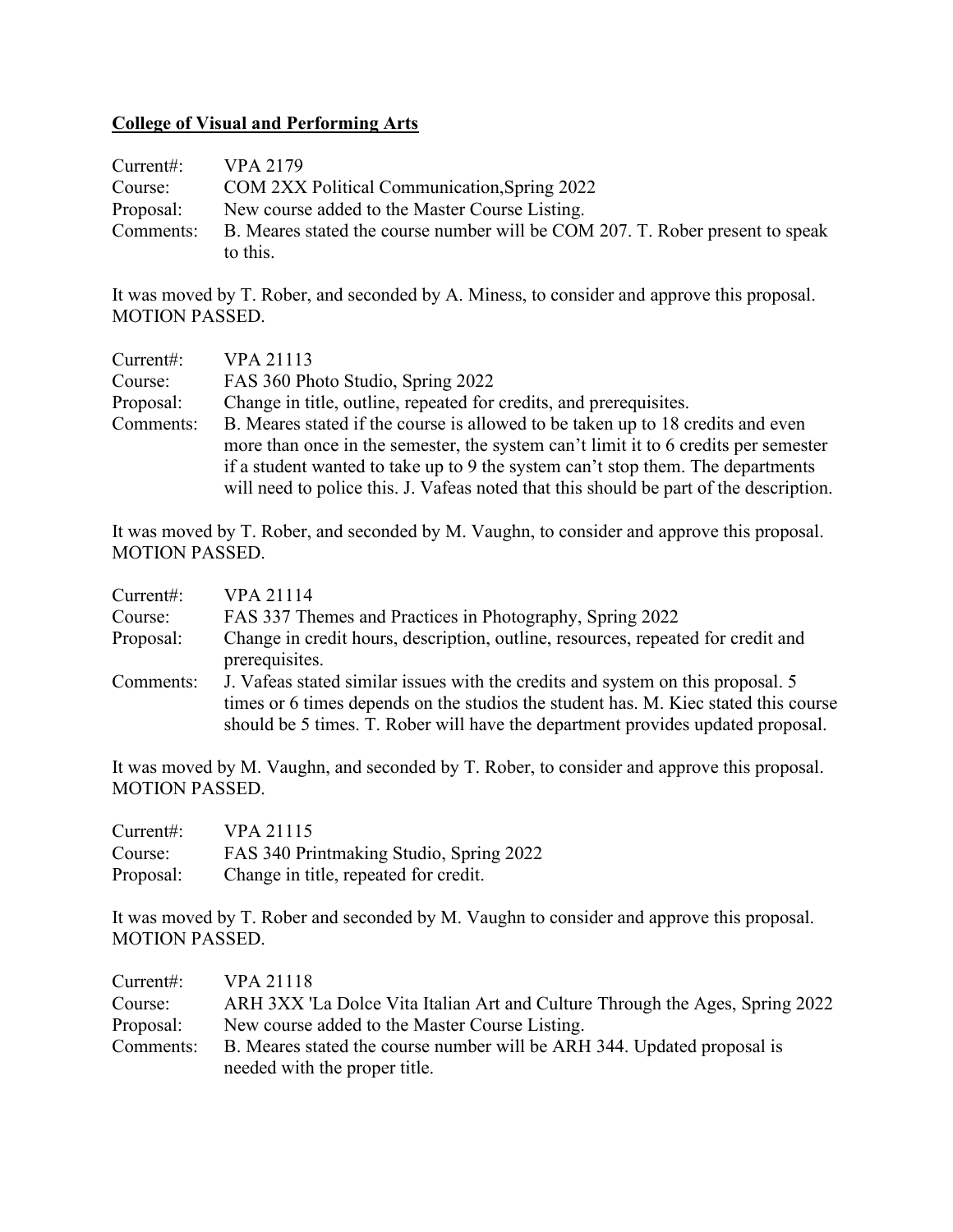**College of Visual and Performing Arts**

Current#: VPA 2179
Course: COM 2XX Political Communication,Spring 2022
Proposal: New course added to the Master Course Listing.
Comments: B. Meares stated the course number will be COM 207. T. Rober present to speak to this.

It was moved by T. Rober, and seconded by A. Miness, to consider and approve this proposal. MOTION PASSED.

Current#: VPA 21113
Course: FAS 360 Photo Studio, Spring 2022
Proposal: Change in title, outline, repeated for credits, and prerequisites.
Comments: B. Meares stated if the course is allowed to be taken up to 18 credits and even more than once in the semester, the system can't limit it to 6 credits per semester if a student wanted to take up to 9 the system can't stop them. The departments will need to police this. J. Vafeas noted that this should be part of the description.

It was moved by T. Rober, and seconded by M. Vaughn, to consider and approve this proposal. MOTION PASSED.

Current#: VPA 21114
Course: FAS 337 Themes and Practices in Photography, Spring 2022
Proposal: Change in credit hours, description, outline, resources, repeated for credit and prerequisites.
Comments: J. Vafeas stated similar issues with the credits and system on this proposal. 5 times or 6 times depends on the studios the student has. M. Kiec stated this course should be 5 times. T. Rober will have the department provides updated proposal.

It was moved by M. Vaughn, and seconded by T. Rober, to consider and approve this proposal. MOTION PASSED.

Current#: VPA 21115
Course: FAS 340 Printmaking Studio, Spring 2022
Proposal: Change in title, repeated for credit.

It was moved by T. Rober and seconded by M. Vaughn to consider and approve this proposal. MOTION PASSED.

Current#: VPA 21118
Course: ARH 3XX 'La Dolce Vita Italian Art and Culture Through the Ages, Spring 2022
Proposal: New course added to the Master Course Listing.
Comments: B. Meares stated the course number will be ARH 344. Updated proposal is needed with the proper title.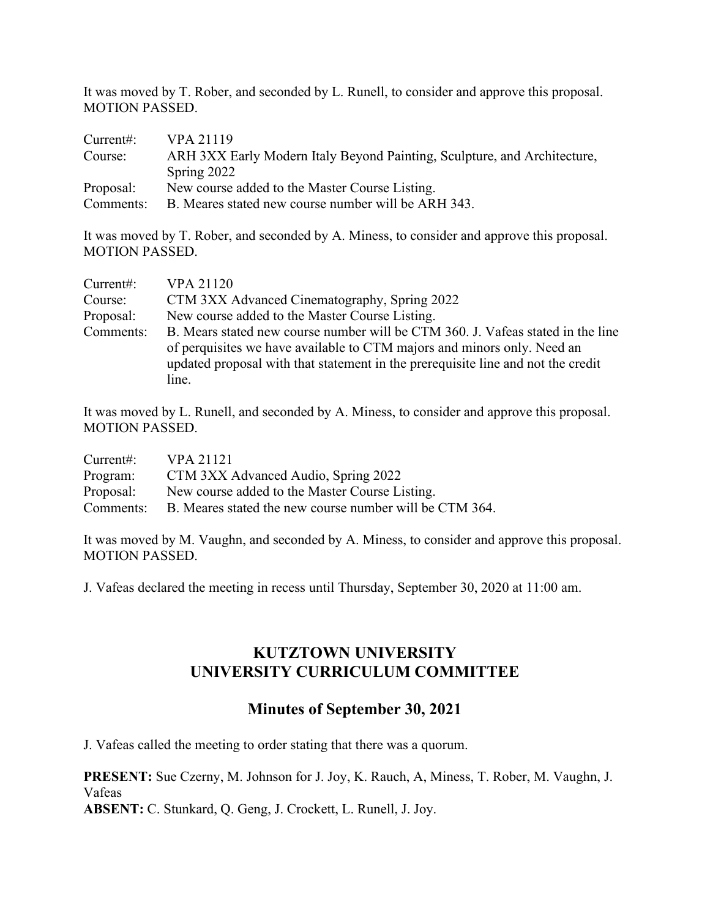It was moved by T. Rober, and seconded by L. Runell, to consider and approve this proposal. MOTION PASSED.

| | |
|---|---|
| Current#: | VPA 21119 |
| Course: | ARH 3XX Early Modern Italy Beyond Painting, Sculpture, and Architecture, Spring 2022 |
| Proposal: | New course added to the Master Course Listing. |
| Comments: | B. Meares stated new course number will be ARH 343. |

It was moved by T. Rober, and seconded by A. Miness, to consider and approve this proposal. MOTION PASSED.

| | |
|---|---|
| Current#: | VPA 21120 |
| Course: | CTM 3XX Advanced Cinematography, Spring 2022 |
| Proposal: | New course added to the Master Course Listing. |
| Comments: | B. Mears stated new course number will be CTM 360. J. Vafeas stated in the line of perquisites we have available to CTM majors and minors only. Need an updated proposal with that statement in the prerequisite line and not the credit line. |

It was moved by L. Runell, and seconded by A. Miness, to consider and approve this proposal. MOTION PASSED.

| | |
|---|---|
| Current#: | VPA 21121 |
| Program: | CTM 3XX Advanced Audio, Spring 2022 |
| Proposal: | New course added to the Master Course Listing. |
| Comments: | B. Meares stated the new course number will be CTM 364. |

It was moved by M. Vaughn, and seconded by A. Miness, to consider and approve this proposal. MOTION PASSED.

J. Vafeas declared the meeting in recess until Thursday, September 30, 2020 at 11:00 am.

# KUTZTOWN UNIVERSITY
# UNIVERSITY CURRICULUM COMMITTEE

## Minutes of September 30, 2021

J. Vafeas called the meeting to order stating that there was a quorum.

**PRESENT:** Sue Czerny, M. Johnson for J. Joy, K. Rauch, A, Miness, T. Rober, M. Vaughn, J. Vafeas
**ABSENT:** C. Stunkard, Q. Geng, J. Crockett, L. Runell, J. Joy.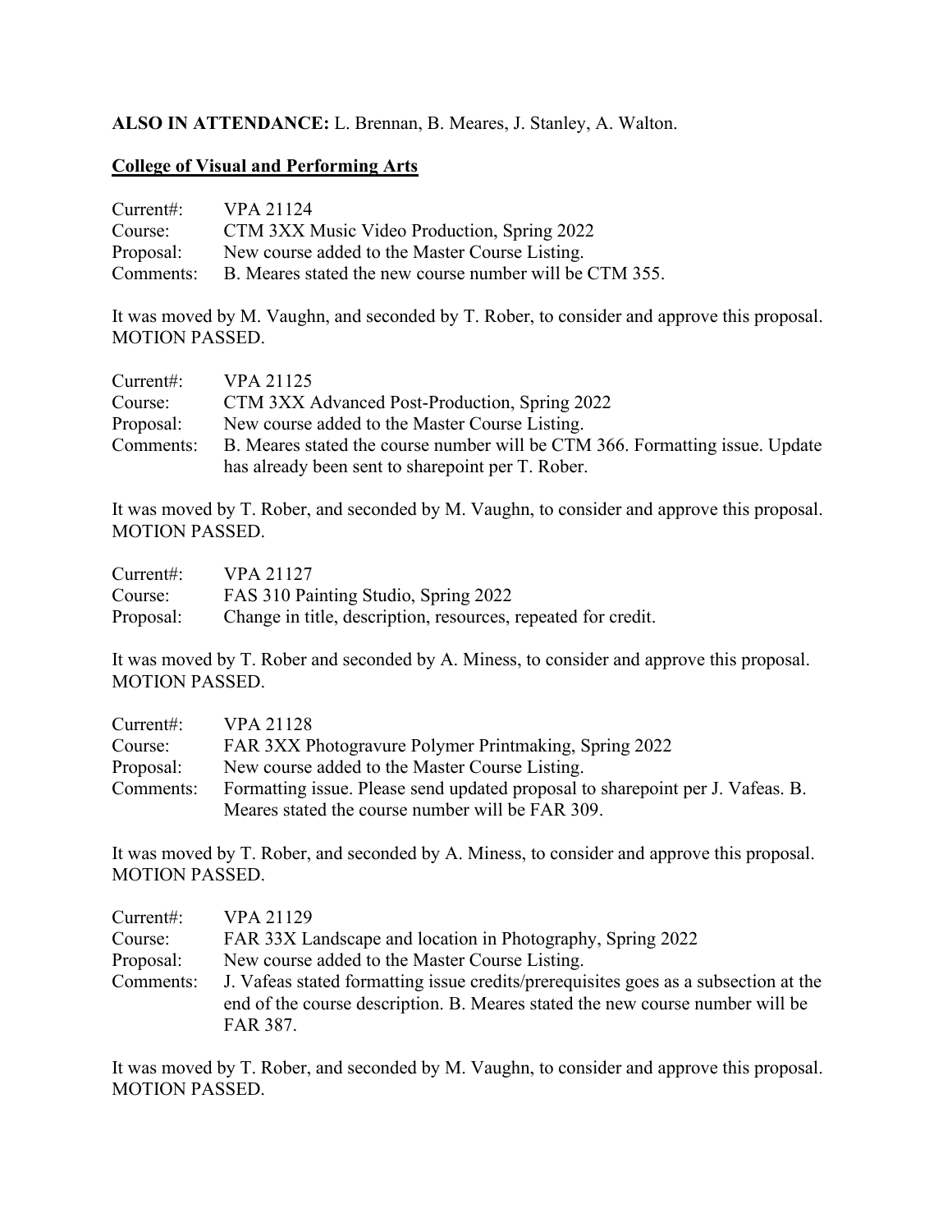**ALSO IN ATTENDANCE:** L. Brennan, B. Meares, J. Stanley, A. Walton.

**College of Visual and Performing Arts**

Current#: VPA 21124
Course: CTM 3XX Music Video Production, Spring 2022
Proposal: New course added to the Master Course Listing.
Comments: B. Meares stated the new course number will be CTM 355.

It was moved by M. Vaughn, and seconded by T. Rober, to consider and approve this proposal. MOTION PASSED.

Current#: VPA 21125
Course: CTM 3XX Advanced Post-Production, Spring 2022
Proposal: New course added to the Master Course Listing.
Comments: B. Meares stated the course number will be CTM 366. Formatting issue. Update has already been sent to sharepoint per T. Rober.

It was moved by T. Rober, and seconded by M. Vaughn, to consider and approve this proposal. MOTION PASSED.

Current#: VPA 21127
Course: FAS 310 Painting Studio, Spring 2022
Proposal: Change in title, description, resources, repeated for credit.

It was moved by T. Rober and seconded by A. Miness, to consider and approve this proposal. MOTION PASSED.

Current#: VPA 21128
Course: FAR 3XX Photogravure Polymer Printmaking, Spring 2022
Proposal: New course added to the Master Course Listing.
Comments: Formatting issue. Please send updated proposal to sharepoint per J. Vafeas. B. Meares stated the course number will be FAR 309.

It was moved by T. Rober, and seconded by A. Miness, to consider and approve this proposal. MOTION PASSED.

Current#: VPA 21129
Course: FAR 33X Landscape and location in Photography, Spring 2022
Proposal: New course added to the Master Course Listing.
Comments: J. Vafeas stated formatting issue credits/prerequisites goes as a subsection at the end of the course description. B. Meares stated the new course number will be FAR 387.

It was moved by T. Rober, and seconded by M. Vaughn, to consider and approve this proposal. MOTION PASSED.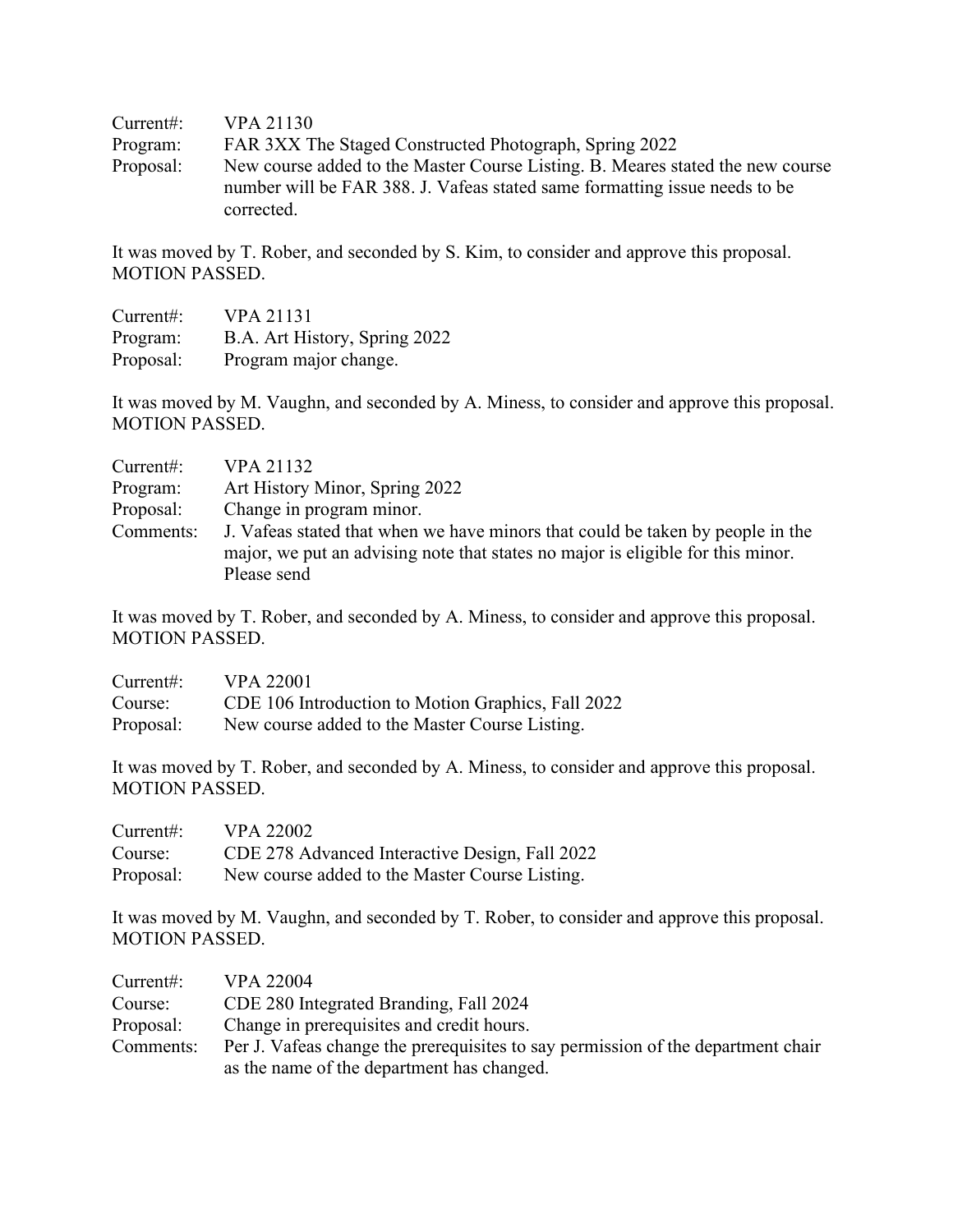Current#: VPA 21130
Program: FAR 3XX The Staged Constructed Photograph, Spring 2022
Proposal: New course added to the Master Course Listing. B. Meares stated the new course number will be FAR 388. J. Vafeas stated same formatting issue needs to be corrected.

It was moved by T. Rober, and seconded by S. Kim, to consider and approve this proposal. MOTION PASSED.

Current#: VPA 21131
Program: B.A. Art History, Spring 2022
Proposal: Program major change.

It was moved by M. Vaughn, and seconded by A. Miness, to consider and approve this proposal. MOTION PASSED.

Current#: VPA 21132
Program: Art History Minor, Spring 2022
Proposal: Change in program minor.
Comments: J. Vafeas stated that when we have minors that could be taken by people in the major, we put an advising note that states no major is eligible for this minor. Please send

It was moved by T. Rober, and seconded by A. Miness, to consider and approve this proposal. MOTION PASSED.

Current#: VPA 22001
Course: CDE 106 Introduction to Motion Graphics, Fall 2022
Proposal: New course added to the Master Course Listing.

It was moved by T. Rober, and seconded by A. Miness, to consider and approve this proposal. MOTION PASSED.

Current#: VPA 22002
Course: CDE 278 Advanced Interactive Design, Fall 2022
Proposal: New course added to the Master Course Listing.

It was moved by M. Vaughn, and seconded by T. Rober, to consider and approve this proposal. MOTION PASSED.

Current#: VPA 22004
Course: CDE 280 Integrated Branding, Fall 2024
Proposal: Change in prerequisites and credit hours.
Comments: Per J. Vafeas change the prerequisites to say permission of the department chair as the name of the department has changed.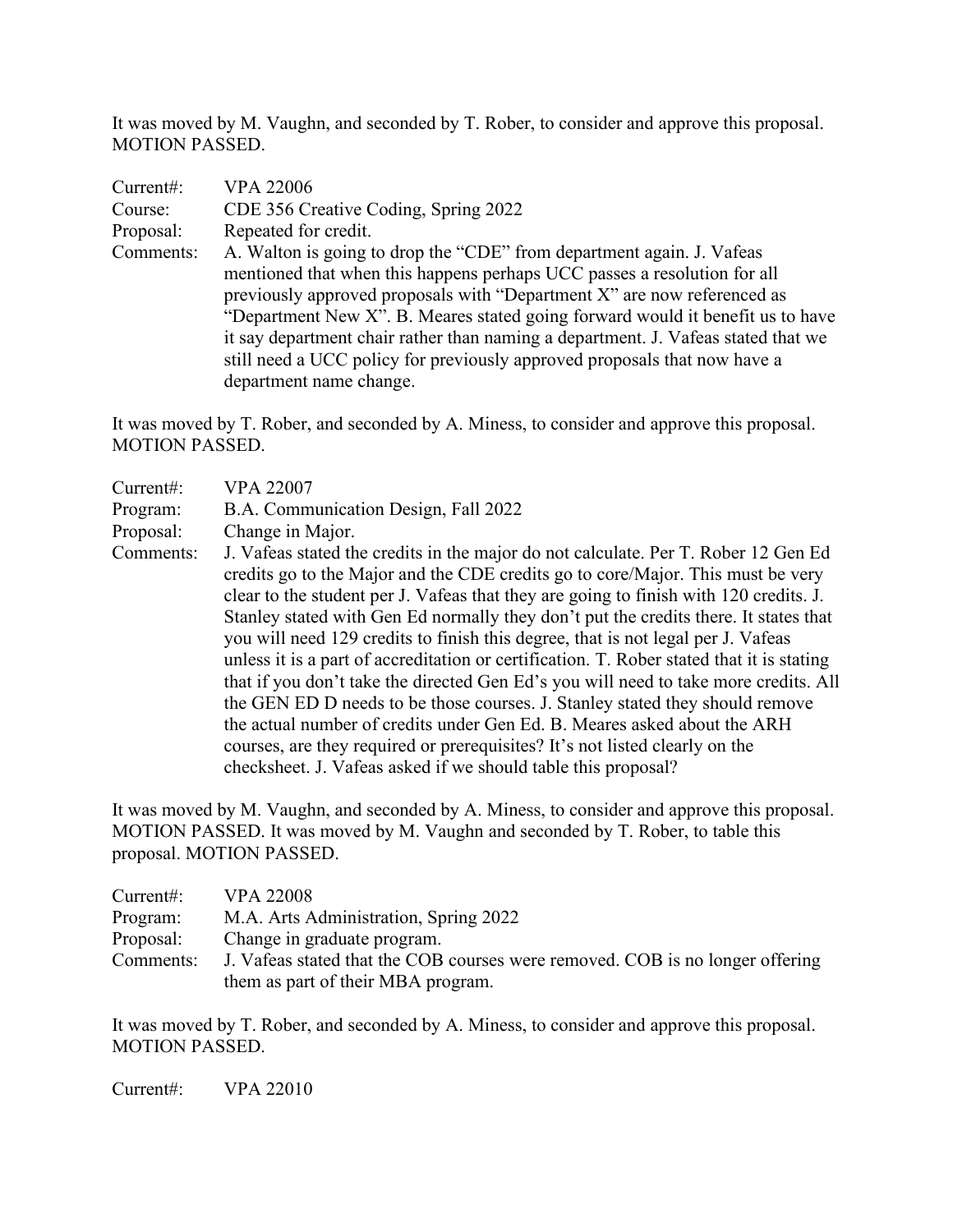It was moved by M. Vaughn, and seconded by T. Rober, to consider and approve this proposal. MOTION PASSED.

Current#: VPA 22006
Course: CDE 356 Creative Coding, Spring 2022
Proposal: Repeated for credit.
Comments: A. Walton is going to drop the "CDE" from department again. J. Vafeas mentioned that when this happens perhaps UCC passes a resolution for all previously approved proposals with "Department X" are now referenced as "Department New X". B. Meares stated going forward would it benefit us to have it say department chair rather than naming a department. J. Vafeas stated that we still need a UCC policy for previously approved proposals that now have a department name change.

It was moved by T. Rober, and seconded by A. Miness, to consider and approve this proposal. MOTION PASSED.

Current#: VPA 22007
Program: B.A. Communication Design, Fall 2022
Proposal: Change in Major.
Comments: J. Vafeas stated the credits in the major do not calculate. Per T. Rober 12 Gen Ed credits go to the Major and the CDE credits go to core/Major. This must be very clear to the student per J. Vafeas that they are going to finish with 120 credits. J. Stanley stated with Gen Ed normally they don't put the credits there. It states that you will need 129 credits to finish this degree, that is not legal per J. Vafeas unless it is a part of accreditation or certification. T. Rober stated that it is stating that if you don't take the directed Gen Ed's you will need to take more credits. All the GEN ED D needs to be those courses. J. Stanley stated they should remove the actual number of credits under Gen Ed. B. Meares asked about the ARH courses, are they required or prerequisites? It's not listed clearly on the checksheet. J. Vafeas asked if we should table this proposal?

It was moved by M. Vaughn, and seconded by A. Miness, to consider and approve this proposal. MOTION PASSED. It was moved by M. Vaughn and seconded by T. Rober, to table this proposal. MOTION PASSED.

Current#: VPA 22008
Program: M.A. Arts Administration, Spring 2022
Proposal: Change in graduate program.
Comments: J. Vafeas stated that the COB courses were removed. COB is no longer offering them as part of their MBA program.

It was moved by T. Rober, and seconded by A. Miness, to consider and approve this proposal. MOTION PASSED.

Current#: VPA 22010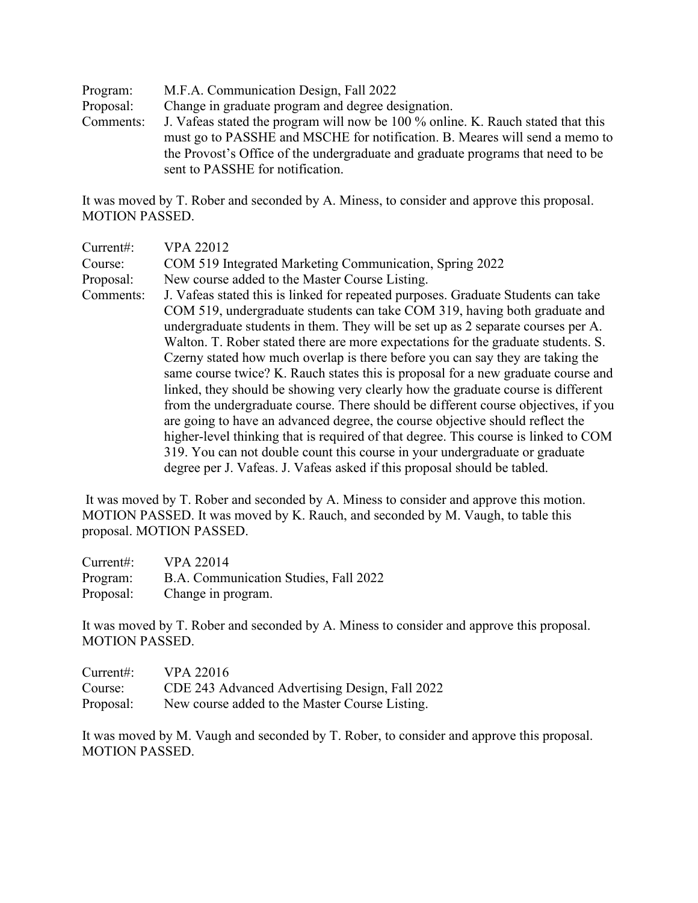Program: M.F.A. Communication Design, Fall 2022
Proposal: Change in graduate program and degree designation.
Comments: J. Vafeas stated the program will now be 100 % online. K. Rauch stated that this must go to PASSHE and MSCHE for notification. B. Meares will send a memo to the Provost's Office of the undergraduate and graduate programs that need to be sent to PASSHE for notification.

It was moved by T. Rober and seconded by A. Miness, to consider and approve this proposal. MOTION PASSED.

Current#: VPA 22012
Course: COM 519 Integrated Marketing Communication, Spring 2022
Proposal: New course added to the Master Course Listing.
Comments: J. Vafeas stated this is linked for repeated purposes. Graduate Students can take COM 519, undergraduate students can take COM 319, having both graduate and undergraduate students in them. They will be set up as 2 separate courses per A. Walton. T. Rober stated there are more expectations for the graduate students. S. Czerny stated how much overlap is there before you can say they are taking the same course twice? K. Rauch states this is proposal for a new graduate course and linked, they should be showing very clearly how the graduate course is different from the undergraduate course. There should be different course objectives, if you are going to have an advanced degree, the course objective should reflect the higher-level thinking that is required of that degree. This course is linked to COM 319. You can not double count this course in your undergraduate or graduate degree per J. Vafeas. J. Vafeas asked if this proposal should be tabled.

It was moved by T. Rober and seconded by A. Miness to consider and approve this motion. MOTION PASSED. It was moved by K. Rauch, and seconded by M. Vaugh, to table this proposal. MOTION PASSED.

Current#: VPA 22014
Program: B.A. Communication Studies, Fall 2022
Proposal: Change in program.

It was moved by T. Rober and seconded by A. Miness to consider and approve this proposal. MOTION PASSED.

Current#: VPA 22016
Course: CDE 243 Advanced Advertising Design, Fall 2022
Proposal: New course added to the Master Course Listing.

It was moved by M. Vaugh and seconded by T. Rober, to consider and approve this proposal. MOTION PASSED.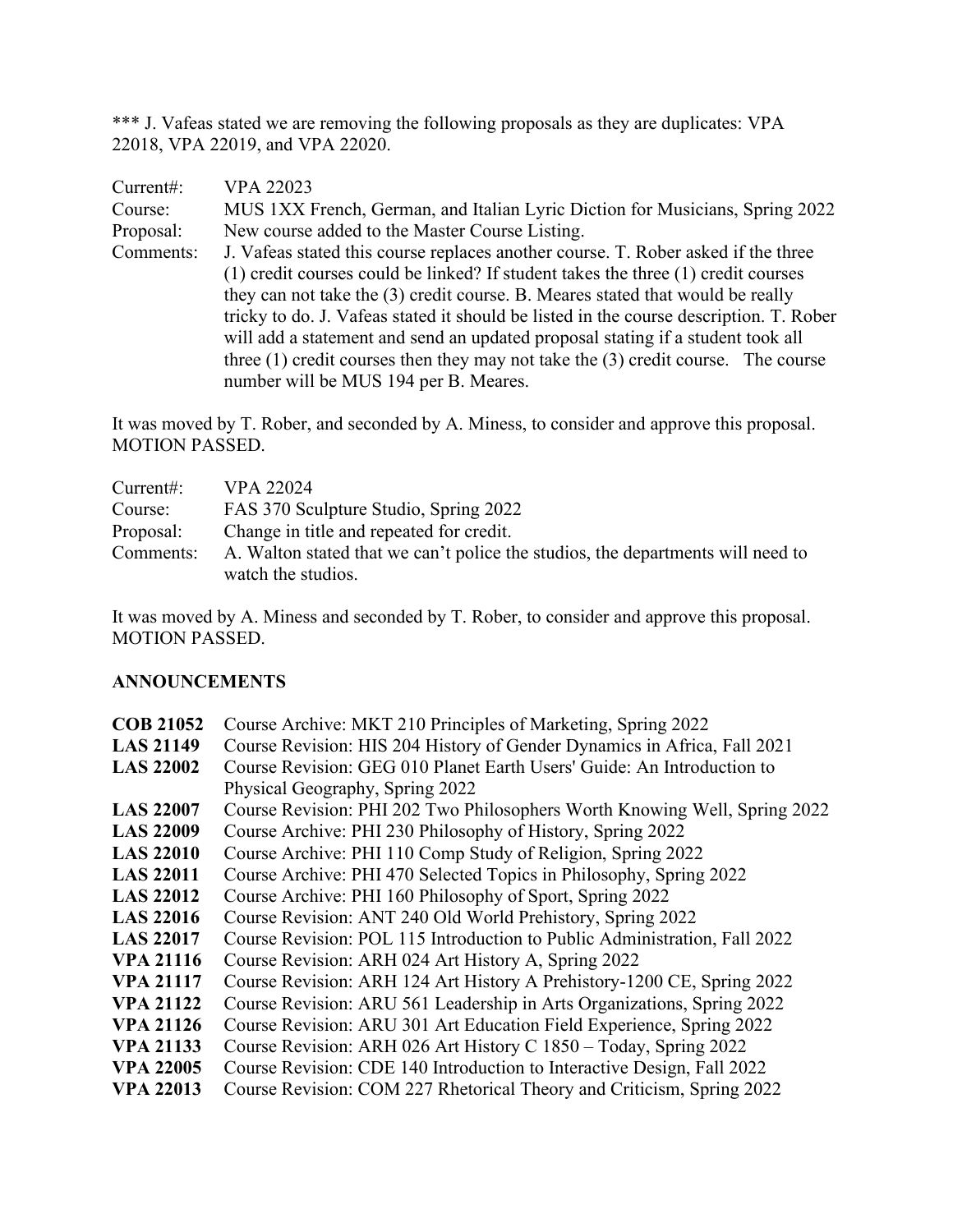*** J. Vafeas stated we are removing the following proposals as they are duplicates: VPA 22018, VPA 22019, and VPA 22020.

Current#: VPA 22023
Course: MUS 1XX French, German, and Italian Lyric Diction for Musicians, Spring 2022
Proposal: New course added to the Master Course Listing.
Comments: J. Vafeas stated this course replaces another course. T. Rober asked if the three (1) credit courses could be linked? If student takes the three (1) credit courses they can not take the (3) credit course. B. Meares stated that would be really tricky to do. J. Vafeas stated it should be listed in the course description. T. Rober will add a statement and send an updated proposal stating if a student took all three (1) credit courses then they may not take the (3) credit course. The course number will be MUS 194 per B. Meares.

It was moved by T. Rober, and seconded by A. Miness, to consider and approve this proposal. MOTION PASSED.

Current#: VPA 22024
Course: FAS 370 Sculpture Studio, Spring 2022
Proposal: Change in title and repeated for credit.
Comments: A. Walton stated that we can't police the studios, the departments will need to watch the studios.

It was moved by A. Miness and seconded by T. Rober, to consider and approve this proposal. MOTION PASSED.

## ANNOUNCEMENTS

**COB 21052** Course Archive: MKT 210 Principles of Marketing, Spring 2022
**LAS 21149** Course Revision: HIS 204 History of Gender Dynamics in Africa, Fall 2021
**LAS 22002** Course Revision: GEG 010 Planet Earth Users' Guide: An Introduction to Physical Geography, Spring 2022
**LAS 22007** Course Revision: PHI 202 Two Philosophers Worth Knowing Well, Spring 2022
**LAS 22009** Course Archive: PHI 230 Philosophy of History, Spring 2022
**LAS 22010** Course Archive: PHI 110 Comp Study of Religion, Spring 2022
**LAS 22011** Course Archive: PHI 470 Selected Topics in Philosophy, Spring 2022
**LAS 22012** Course Archive: PHI 160 Philosophy of Sport, Spring 2022
**LAS 22016** Course Revision: ANT 240 Old World Prehistory, Spring 2022
**LAS 22017** Course Revision: POL 115 Introduction to Public Administration, Fall 2022
**VPA 21116** Course Revision: ARH 024 Art History A, Spring 2022
**VPA 21117** Course Revision: ARH 124 Art History A Prehistory-1200 CE, Spring 2022
**VPA 21122** Course Revision: ARU 561 Leadership in Arts Organizations, Spring 2022
**VPA 21126** Course Revision: ARU 301 Art Education Field Experience, Spring 2022
**VPA 21133** Course Revision: ARH 026 Art History C 1850 – Today, Spring 2022
**VPA 22005** Course Revision: CDE 140 Introduction to Interactive Design, Fall 2022
**VPA 22013** Course Revision: COM 227 Rhetorical Theory and Criticism, Spring 2022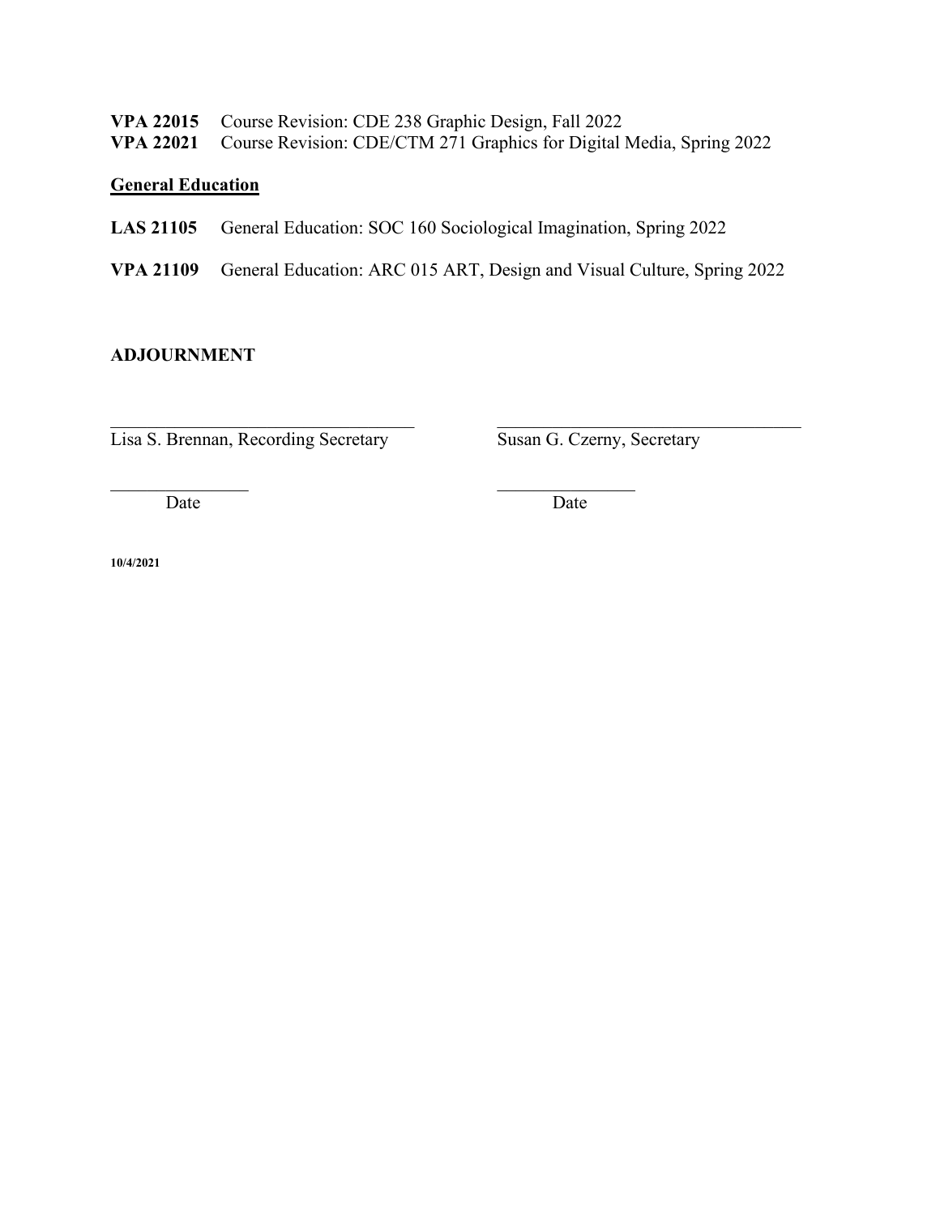**VPA 22015** Course Revision: CDE 238 Graphic Design, Fall 2022
**VPA 22021** Course Revision: CDE/CTM 271 Graphics for Digital Media, Spring 2022

**<u>General Education</u>**

**LAS 21105** General Education: SOC 160 Sociological Imagination, Spring 2022

**VPA 21109** General Education: ARC 015 ART, Design and Visual Culture, Spring 2022

**ADJOURNMENT**

\_\_\_\_\_\_\_\_\_\_\_\_\_\_\_\_\_\_\_\_\_\_\_\_\_\_\_\_\_\_\_\_\_\_
Lisa S. Brennan, Recording Secretary

\_\_\_\_\_\_\_\_\_\_\_\_\_\_\_\_\_\_\_\_\_\_\_\_\_\_\_\_\_\_\_\_\_\_
Susan G. Czerny, Secretary

\_\_\_\_\_\_\_\_\_\_\_\_\_\_\_
Date

\_\_\_\_\_\_\_\_\_\_\_\_\_\_\_
Date

**10/4/2021**